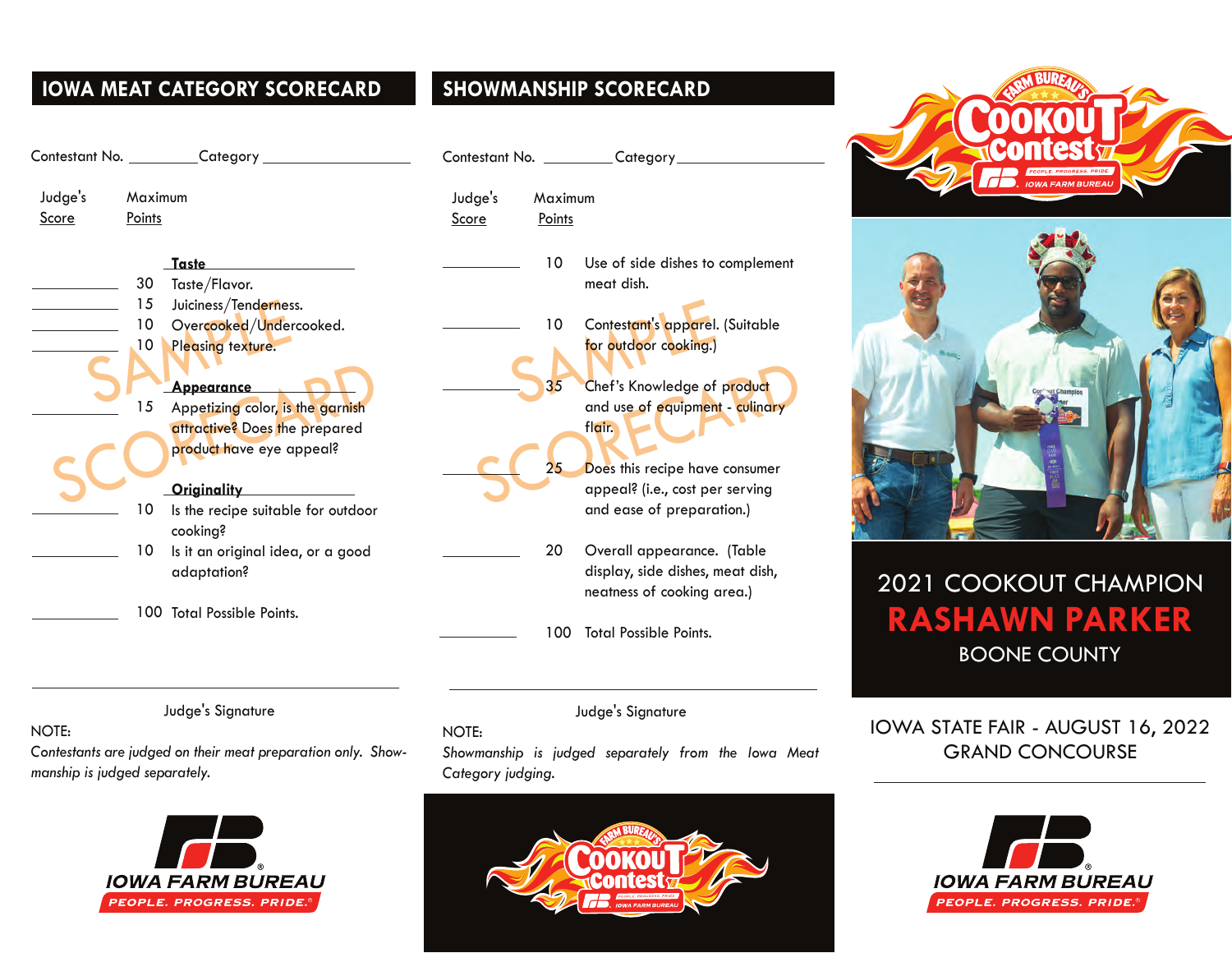## IOWA MEAT CATEGORY SCORECARD

Contestant No. ________ Category ____________________

| Judge's Score | Maximum Points | |
|---|---|---|
| | | **Taste** |
| ________ | 30 | Taste/Flavor. |
| ________ | 15 | Juiciness/Tenderness. |
| ________ | 10 | Overcooked/Undercooked. |
| ________ | 10 | Pleasing texture. |
| | | **Appearance** |
| ________ | 15 | Appetizing color, is the garnish attractive? Does the prepared product have eye appeal? |
| | | **Originality** |
| ________ | 10 | Is the recipe suitable for outdoor cooking? |
| ________ | 10 | Is it an original idea, or a good adaptation? |
| ________ | 100 | Total Possible Points. |

SAMPLE SCORECARD

________________________________

Judge's Signature

NOTE:
*Contestants are judged on their meat preparation only. Showmanship is judged separately.*

IOWA FARM BUREAU
PEOPLE. PROGRESS. PRIDE.®

## SHOWMANSHIP SCORECARD

Contestant No. ________ Category ____________________

| Judge's Score | Maximum Points | |
|---|---|---|
| ________ | 10 | Use of side dishes to complement meat dish. |
| ________ | 10 | Contestant's apparel. (Suitable for outdoor cooking.) |
| ________ | 35 | Chef's Knowledge of product and use of equipment - culinary flair. |
| ________ | 25 | Does this recipe have consumer appeal? (i.e., cost per serving and ease of preparation.) |
| ________ | 20 | Overall appearance. (Table display, side dishes, meat dish, neatness of cooking area.) |
| ________ | 100 | Total Possible Points. |

SAMPLE SCORECARD

________________________________

Judge's Signature

NOTE:
*Showmanship is judged separately from the Iowa Meat Category judging.*

FARM BUREAU'S Cookout Contest
PEOPLE. PROGRESS. PRIDE. IOWA FARM BUREAU

2021 COOKOUT CHAMPION
**RASHAWN PARKER**
BOONE COUNTY

IOWA STATE FAIR - AUGUST 16, 2022
GRAND CONCOURSE

IOWA FARM BUREAU
PEOPLE. PROGRESS. PRIDE.®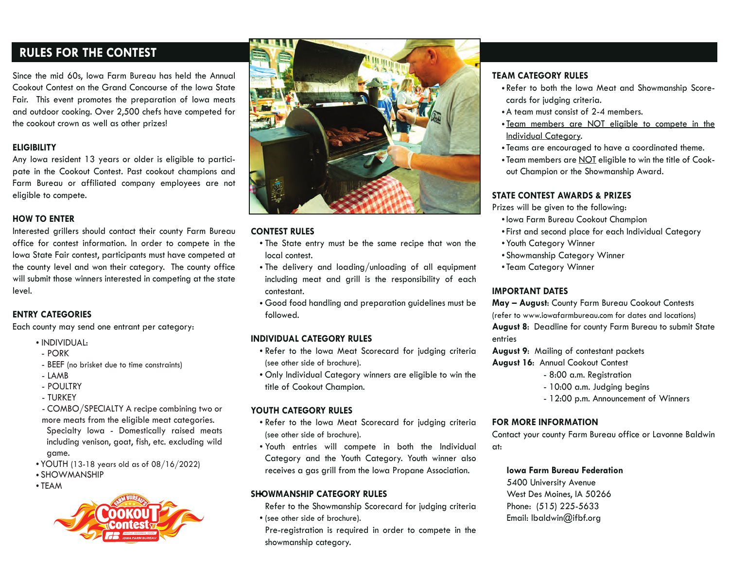## RULES FOR THE CONTEST

Since the mid 60s, Iowa Farm Bureau has held the Annual Cookout Contest on the Grand Concourse of the Iowa State Fair. This event promotes the preparation of Iowa meats and outdoor cooking. Over 2,500 chefs have competed for the cookout crown as well as other prizes!

### ELIGIBILITY

Any Iowa resident 13 years or older is eligible to participate in the Cookout Contest. Past cookout champions and Farm Bureau or affiliated company employees are not eligible to compete.

### HOW TO ENTER

Interested grillers should contact their county Farm Bureau office for contest information. In order to compete in the Iowa State Fair contest, participants must have competed at the county level and won their category. The county office will submit those winners interested in competing at the state level.

### ENTRY CATEGORIES

Each county may send one entrant per category:

- INDIVIDUAL:
  - PORK
  - BEEF (no brisket due to time constraints)
  - LAMB
  - POULTRY
  - TURKEY
  - COMBO/SPECIALTY A recipe combining two or more meats from the eligible meat categories.
    Specialty Iowa - Domestically raised meats including venison, goat, fish, etc. excluding wild game.
- YOUTH (13-18 years old as of 08/16/2022)
- SHOWMANSHIP
- TEAM

### CONTEST RULES

- The State entry must be the same recipe that won the local contest.
- The delivery and loading/unloading of all equipment including meat and grill is the responsibility of each contestant.
- Good food handling and preparation guidelines must be followed.

### INDIVIDUAL CATEGORY RULES

- Refer to the Iowa Meat Scorecard for judging criteria (see other side of brochure).
- Only Individual Category winners are eligible to win the title of Cookout Champion.

### YOUTH CATEGORY RULES

- Refer to the Iowa Meat Scorecard for judging criteria (see other side of brochure).
- Youth entries will compete in both the Individual Category and the Youth Category. Youth winner also receives a gas grill from the Iowa Propane Association.

### SHOWMANSHIP CATEGORY RULES

- Refer to the Showmanship Scorecard for judging criteria (see other side of brochure).
  Pre-registration is required in order to compete in the showmanship category.

### TEAM CATEGORY RULES

- Refer to both the Iowa Meat and Showmanship Scorecards for judging criteria.
- A team must consist of 2-4 members.
- Team members are NOT eligible to compete in the Individual Category.
- Teams are encouraged to have a coordinated theme.
- Team members are NOT eligible to win the title of Cookout Champion or the Showmanship Award.

### STATE CONTEST AWARDS & PRIZES

Prizes will be given to the following:

- Iowa Farm Bureau Cookout Champion
- First and second place for each Individual Category
- Youth Category Winner
- Showmanship Category Winner
- Team Category Winner

### IMPORTANT DATES

**May – August**: County Farm Bureau Cookout Contests (refer to www.iowafarmbureau.com for dates and locations)

**August 8**: Deadline for county Farm Bureau to submit State entries

**August 9**: Mailing of contestant packets

**August 16**: Annual Cookout Contest

- 8:00 a.m. Registration
- 10:00 a.m. Judging begins
- 12:00 p.m. Announcement of Winners

### FOR MORE INFORMATION

Contact your county Farm Bureau office or Lavonne Baldwin at:

**Iowa Farm Bureau Federation**
5400 University Avenue
West Des Moines, IA 50266
Phone: (515) 225-5633
Email: lbaldwin@ifbf.org